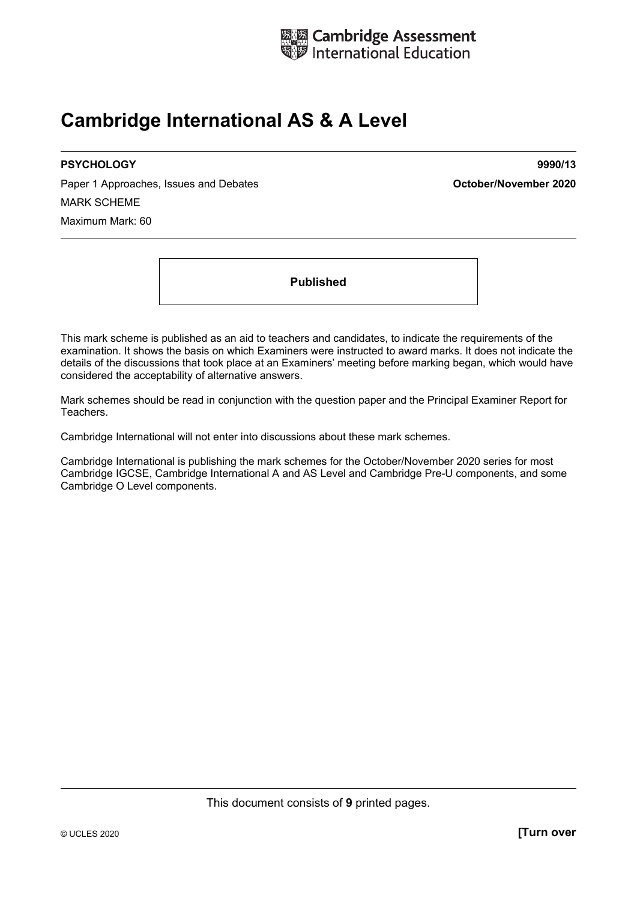Cambridge Assessment International Education

# Cambridge International AS & A Level

**PSYCHOLOGY** **9990/13**

Paper 1 Approaches, Issues and Debates **October/November 2020**

MARK SCHEME

Maximum Mark: 60

**Published**

This mark scheme is published as an aid to teachers and candidates, to indicate the requirements of the examination. It shows the basis on which Examiners were instructed to award marks. It does not indicate the details of the discussions that took place at an Examiners' meeting before marking began, which would have considered the acceptability of alternative answers.

Mark schemes should be read in conjunction with the question paper and the Principal Examiner Report for Teachers.

Cambridge International will not enter into discussions about these mark schemes.

Cambridge International is publishing the mark schemes for the October/November 2020 series for most Cambridge IGCSE, Cambridge International A and AS Level and Cambridge Pre-U components, and some Cambridge O Level components.

This document consists of **9** printed pages.

© UCLES 2020 **[Turn over**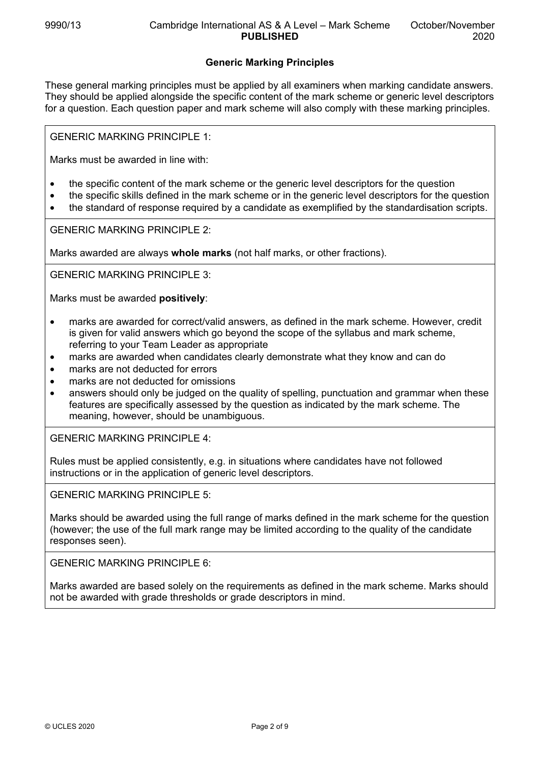## Generic Marking Principles

These general marking principles must be applied by all examiners when marking candidate answers. They should be applied alongside the specific content of the mark scheme or generic level descriptors for a question. Each question paper and mark scheme will also comply with these marking principles.

GENERIC MARKING PRINCIPLE 1:

Marks must be awarded in line with:

- the specific content of the mark scheme or the generic level descriptors for the question
- the specific skills defined in the mark scheme or in the generic level descriptors for the question
- the standard of response required by a candidate as exemplified by the standardisation scripts.

GENERIC MARKING PRINCIPLE 2:

Marks awarded are always **whole marks** (not half marks, or other fractions).

GENERIC MARKING PRINCIPLE 3:

Marks must be awarded **positively**:

- marks are awarded for correct/valid answers, as defined in the mark scheme. However, credit is given for valid answers which go beyond the scope of the syllabus and mark scheme, referring to your Team Leader as appropriate
- marks are awarded when candidates clearly demonstrate what they know and can do
- marks are not deducted for errors
- marks are not deducted for omissions
- answers should only be judged on the quality of spelling, punctuation and grammar when these features are specifically assessed by the question as indicated by the mark scheme. The meaning, however, should be unambiguous.

GENERIC MARKING PRINCIPLE 4:

Rules must be applied consistently, e.g. in situations where candidates have not followed instructions or in the application of generic level descriptors.

GENERIC MARKING PRINCIPLE 5:

Marks should be awarded using the full range of marks defined in the mark scheme for the question (however; the use of the full mark range may be limited according to the quality of the candidate responses seen).

GENERIC MARKING PRINCIPLE 6:

Marks awarded are based solely on the requirements as defined in the mark scheme. Marks should not be awarded with grade thresholds or grade descriptors in mind.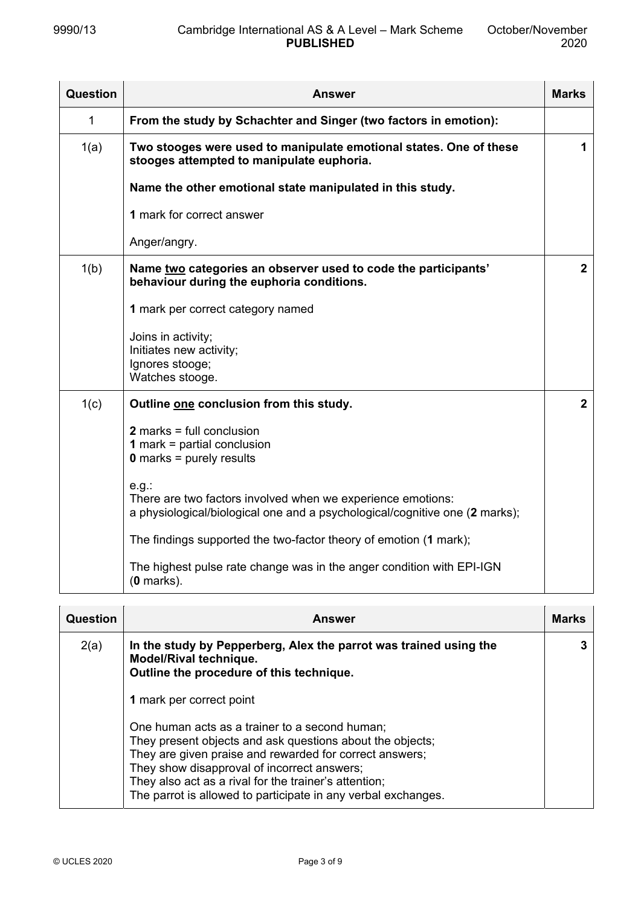| Question | Answer | Marks |
|---|---|---|
| 1 | **From the study by Schachter and Singer (two factors in emotion):** | |
| 1(a) | **Two stooges were used to manipulate emotional states. One of these stooges attempted to manipulate euphoria.**<br><br>**Name the other emotional state manipulated in this study.**<br><br>**1** mark for correct answer<br><br>Anger/angry. | 1 |
| 1(b) | **Name two categories an observer used to code the participants' behaviour during the euphoria conditions.**<br><br>**1** mark per correct category named<br><br>Joins in activity;<br>Initiates new activity;<br>Ignores stooge;<br>Watches stooge. | 2 |
| 1(c) | **Outline one conclusion from this study.**<br><br>**2** marks = full conclusion<br>**1** mark = partial conclusion<br>**0** marks = purely results<br><br>e.g.:<br>There are two factors involved when we experience emotions: a physiological/biological one and a psychological/cognitive one (**2** marks);<br><br>The findings supported the two-factor theory of emotion (**1** mark);<br><br>The highest pulse rate change was in the anger condition with EPI-IGN (**0** marks). | 2 |

| Question | Answer | Marks |
|---|---|---|
| 2(a) | **In the study by Pepperberg, Alex the parrot was trained using the Model/Rival technique.**<br>**Outline the procedure of this technique.**<br><br>**1** mark per correct point<br><br>One human acts as a trainer to a second human;<br>They present objects and ask questions about the objects;<br>They are given praise and rewarded for correct answers;<br>They show disapproval of incorrect answers;<br>They also act as a rival for the trainer's attention;<br>The parrot is allowed to participate in any verbal exchanges. | 3 |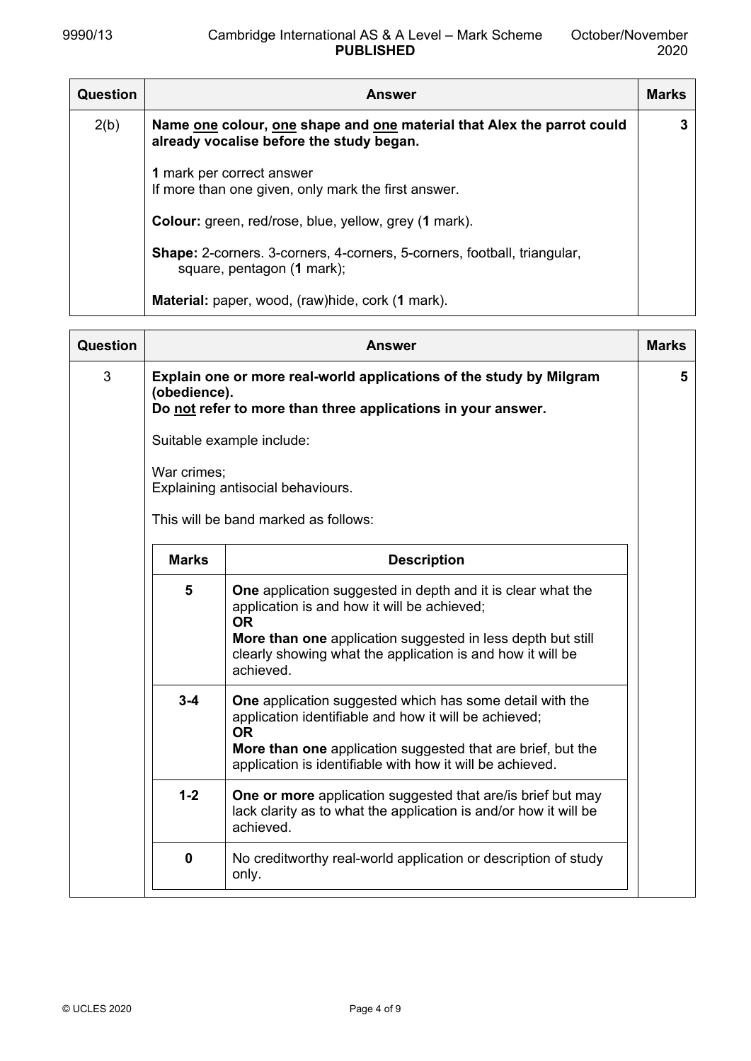| Question | Answer | Marks |
|---|---|---|
| 2(b) | **Name one colour, one shape and one material that Alex the parrot could already vocalise before the study began.**<br><br>**1** mark per correct answer<br>If more than one given, only mark the first answer.<br><br>**Colour:** green, red/rose, blue, yellow, grey (**1** mark).<br><br>**Shape:** 2-corners. 3-corners, 4-corners, 5-corners, football, triangular, square, pentagon (**1** mark);<br><br>**Material:** paper, wood, (raw)hide, cork (**1** mark). | **3** |

| Question | Answer | Marks |
|---|---|---|
| 3 | **Explain one or more real-world applications of the study by Milgram (obedience).**<br>**Do not refer to more than three applications in your answer.**<br><br>Suitable example include:<br><br>War crimes;<br>Explaining antisocial behaviours.<br><br>This will be band marked as follows: | **5** |

| Marks | Description |
|---|---|
| **5** | **One** application suggested in depth and it is clear what the application is and how it will be achieved;<br>**OR**<br>**More than one** application suggested in less depth but still clearly showing what the application is and how it will be achieved. |
| **3-4** | **One** application suggested which has some detail with the application identifiable and how it will be achieved;<br>**OR**<br>**More than one** application suggested that are brief, but the application is identifiable with how it will be achieved. |
| **1-2** | **One or more** application suggested that are/is brief but may lack clarity as to what the application is and/or how it will be achieved. |
| **0** | No creditworthy real-world application or description of study only. |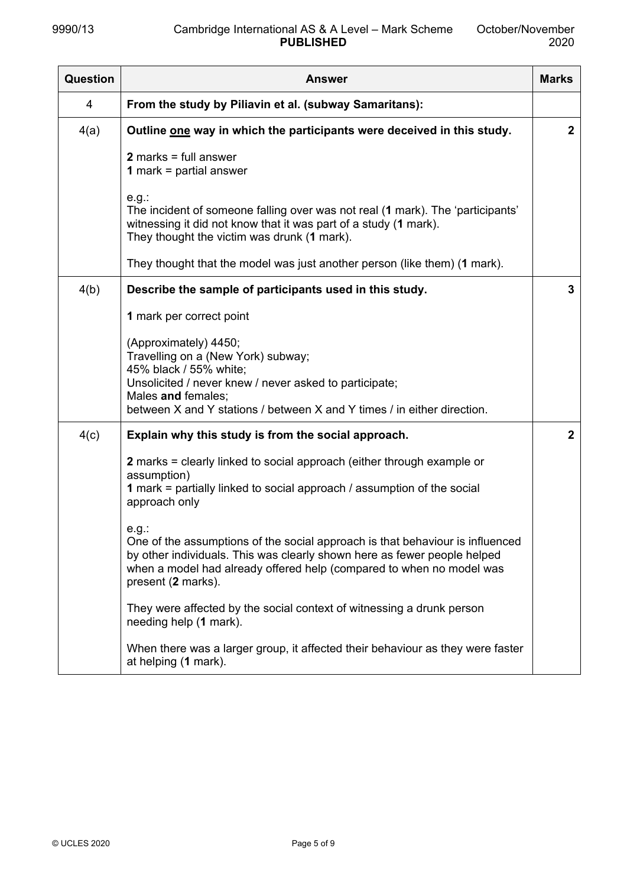| Question | Answer | Marks |
|---|---|---|
| 4 | **From the study by Piliavin et al. (subway Samaritans):** | |
| 4(a) | **Outline one way in which the participants were deceived in this study.**<br><br>**2** marks = full answer<br>**1** mark = partial answer<br><br>e.g.:<br>The incident of someone falling over was not real (**1** mark). The 'participants' witnessing it did not know that it was part of a study (**1** mark).<br>They thought the victim was drunk (**1** mark).<br><br>They thought that the model was just another person (like them) (**1** mark). | **2** |
| 4(b) | **Describe the sample of participants used in this study.**<br><br>**1** mark per correct point<br><br>(Approximately) 4450;<br>Travelling on a (New York) subway;<br>45% black / 55% white;<br>Unsolicited / never knew / never asked to participate;<br>Males **and** females;<br>between X and Y stations / between X and Y times / in either direction. | **3** |
| 4(c) | **Explain why this study is from the social approach.**<br><br>**2** marks = clearly linked to social approach (either through example or assumption)<br>**1** mark = partially linked to social approach / assumption of the social approach only<br><br>e.g.:<br>One of the assumptions of the social approach is that behaviour is influenced by other individuals. This was clearly shown here as fewer people helped when a model had already offered help (compared to when no model was present (**2** marks).<br><br>They were affected by the social context of witnessing a drunk person needing help (**1** mark).<br><br>When there was a larger group, it affected their behaviour as they were faster at helping (**1** mark). | **2** |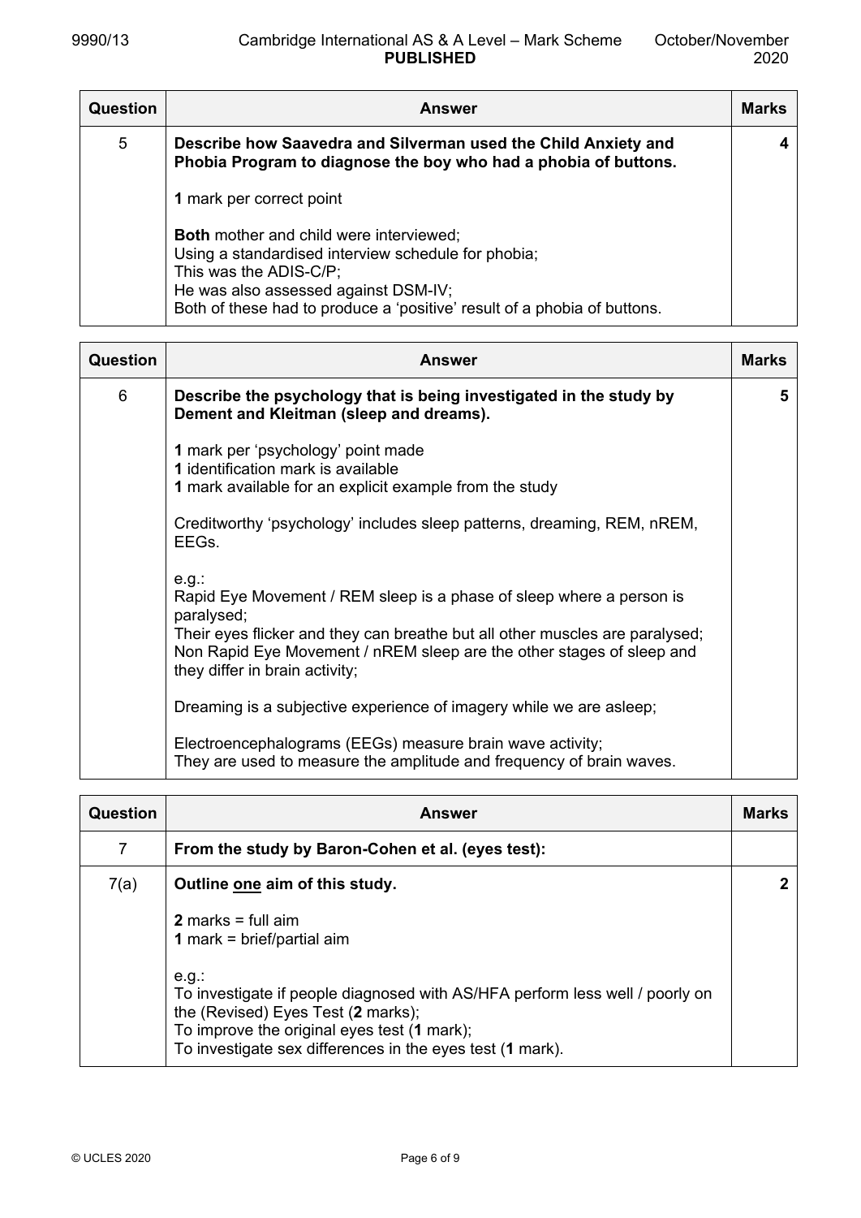| Question | Answer | Marks |
|---|---|---|
| 5 | **Describe how Saavedra and Silverman used the Child Anxiety and Phobia Program to diagnose the boy who had a phobia of buttons.**<br><br>**1** mark per correct point<br><br>**Both** mother and child were interviewed;<br>Using a standardised interview schedule for phobia;<br>This was the ADIS-C/P;<br>He was also assessed against DSM-IV;<br>Both of these had to produce a 'positive' result of a phobia of buttons. | **4** |

| Question | Answer | Marks |
|---|---|---|
| 6 | **Describe the psychology that is being investigated in the study by Dement and Kleitman (sleep and dreams).**<br><br>**1** mark per 'psychology' point made<br>**1** identification mark is available<br>**1** mark available for an explicit example from the study<br><br>Creditworthy 'psychology' includes sleep patterns, dreaming, REM, nREM, EEGs.<br><br>e.g.:<br>Rapid Eye Movement / REM sleep is a phase of sleep where a person is paralysed;<br>Their eyes flicker and they can breathe but all other muscles are paralysed;<br>Non Rapid Eye Movement / nREM sleep are the other stages of sleep and they differ in brain activity;<br><br>Dreaming is a subjective experience of imagery while we are asleep;<br><br>Electroencephalograms (EEGs) measure brain wave activity;<br>They are used to measure the amplitude and frequency of brain waves. | **5** |

| Question | Answer | Marks |
|---|---|---|
| 7 | **From the study by Baron-Cohen et al. (eyes test):** | |
| 7(a) | **Outline one aim of this study.**<br><br>**2** marks = full aim<br>**1** mark = brief/partial aim<br><br>e.g.:<br>To investigate if people diagnosed with AS/HFA perform less well / poorly on the (Revised) Eyes Test (**2** marks);<br>To improve the original eyes test (**1** mark);<br>To investigate sex differences in the eyes test (**1** mark). | **2** |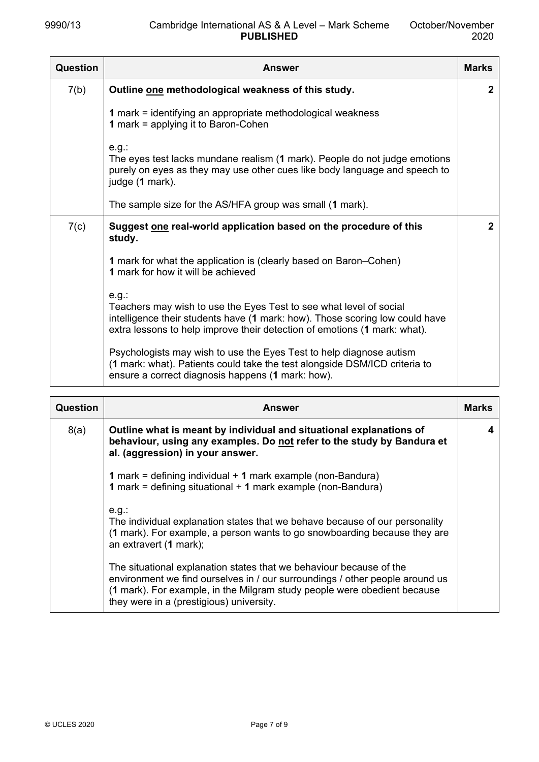| Question | Answer | Marks |
|---|---|---|
| 7(b) | **Outline one methodological weakness of this study.**<br><br>**1** mark = identifying an appropriate methodological weakness<br>**1** mark = applying it to Baron-Cohen<br><br>e.g.:<br>The eyes test lacks mundane realism (**1** mark). People do not judge emotions purely on eyes as they may use other cues like body language and speech to judge (**1** mark).<br><br>The sample size for the AS/HFA group was small (**1** mark). | **2** |
| 7(c) | **Suggest one real-world application based on the procedure of this study.**<br><br>**1** mark for what the application is (clearly based on Baron–Cohen)<br>**1** mark for how it will be achieved<br><br>e.g.:<br>Teachers may wish to use the Eyes Test to see what level of social intelligence their students have (**1** mark: how). Those scoring low could have extra lessons to help improve their detection of emotions (**1** mark: what).<br><br>Psychologists may wish to use the Eyes Test to help diagnose autism (**1** mark: what). Patients could take the test alongside DSM/ICD criteria to ensure a correct diagnosis happens (**1** mark: how). | **2** |

| Question | Answer | Marks |
|---|---|---|
| 8(a) | **Outline what is meant by individual and situational explanations of behaviour, using any examples. Do not refer to the study by Bandura et al. (aggression) in your answer.**<br><br>**1** mark = defining individual + **1** mark example (non-Bandura)<br>**1** mark = defining situational + **1** mark example (non-Bandura)<br><br>e.g.:<br>The individual explanation states that we behave because of our personality (**1** mark). For example, a person wants to go snowboarding because they are an extravert (**1** mark);<br><br>The situational explanation states that we behaviour because of the environment we find ourselves in / our surroundings / other people around us (**1** mark). For example, in the Milgram study people were obedient because they were in a (prestigious) university. | **4** |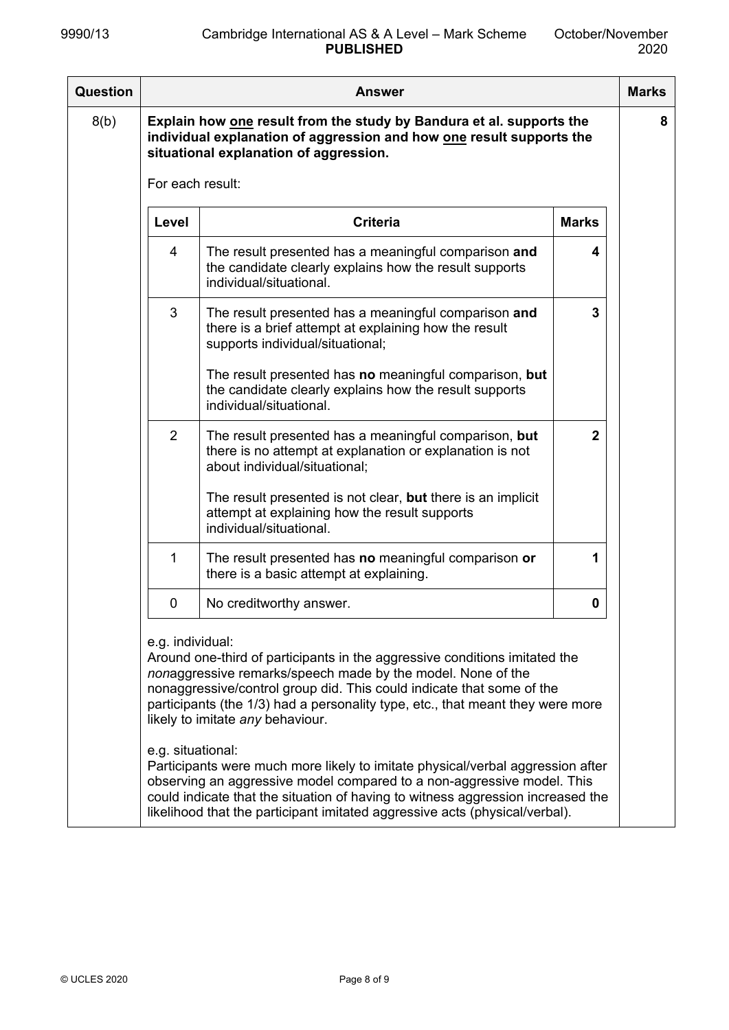| Question | Answer | Marks |
|---|---|---|
| 8(b) | **Explain how one result from the study by Bandura et al. supports the individual explanation of aggression and how one result supports the situational explanation of aggression.** | **8** |

For each result:

| Level | Criteria | Marks |
|---|---|---|
| 4 | The result presented has a meaningful comparison **and** the candidate clearly explains how the result supports individual/situational. | **4** |
| 3 | The result presented has a meaningful comparison **and** there is a brief attempt at explaining how the result supports individual/situational;<br><br>The result presented has **no** meaningful comparison, **but** the candidate clearly explains how the result supports individual/situational. | **3** |
| 2 | The result presented has a meaningful comparison, **but** there is no attempt at explanation or explanation is not about individual/situational;<br><br>The result presented is not clear, **but** there is an implicit attempt at explaining how the result supports individual/situational. | **2** |
| 1 | The result presented has **no** meaningful comparison **or** there is a basic attempt at explaining. | **1** |
| 0 | No creditworthy answer. | **0** |

e.g. individual:
Around one-third of participants in the aggressive conditions imitated the *non*aggressive remarks/speech made by the model. None of the nonaggressive/control group did. This could indicate that some of the participants (the 1/3) had a personality type, etc., that meant they were more likely to imitate *any* behaviour.

e.g. situational:
Participants were much more likely to imitate physical/verbal aggression after observing an aggressive model compared to a non-aggressive model. This could indicate that the situation of having to witness aggression increased the likelihood that the participant imitated aggressive acts (physical/verbal).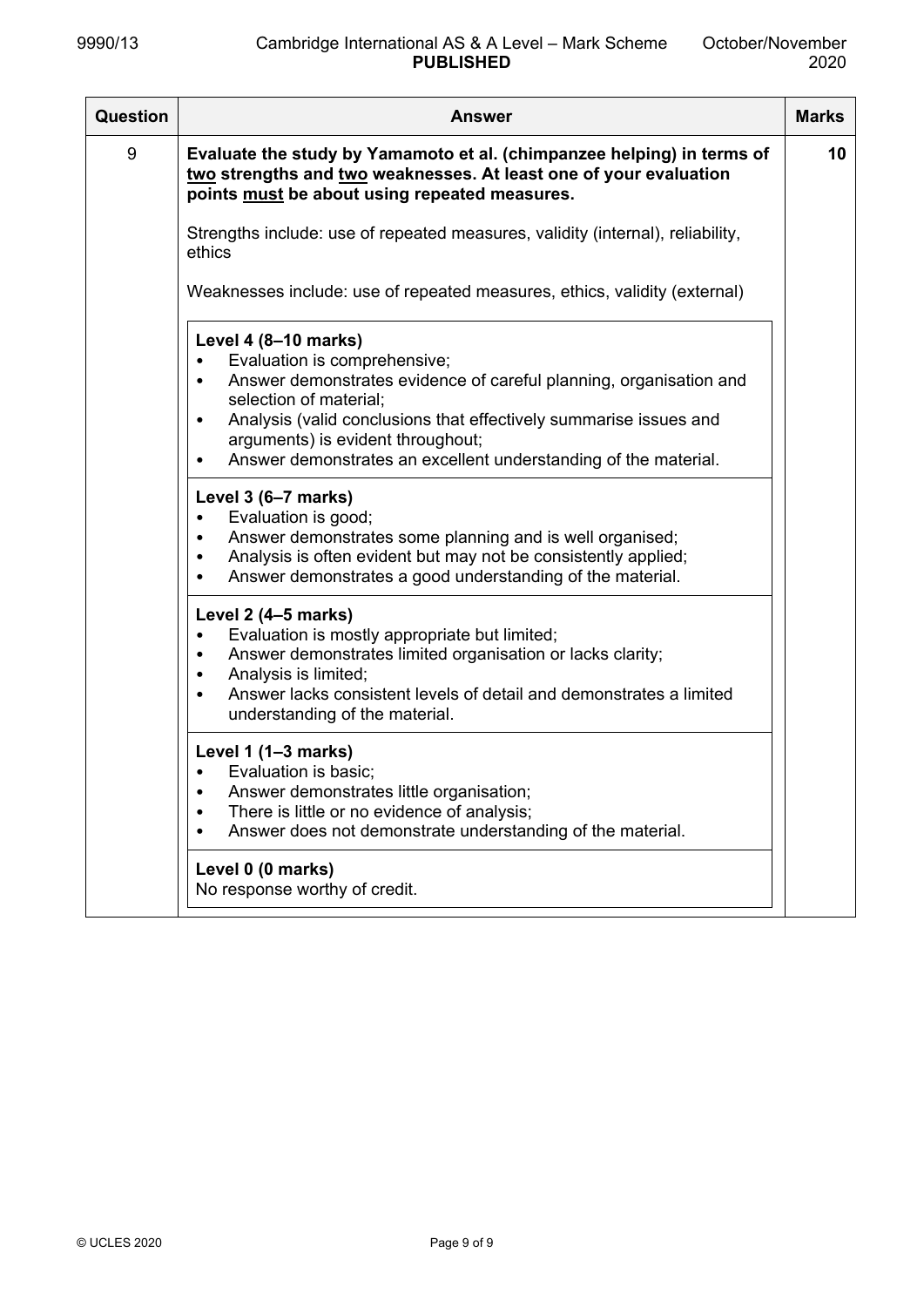| Question | Answer | Marks |
|---|---|---|
| 9 | **Evaluate the study by Yamamoto et al. (chimpanzee helping) in terms of <u>two</u> strengths and <u>two</u> weaknesses. At least one of your evaluation points <u>must</u> be about using repeated measures.**<br><br>Strengths include: use of repeated measures, validity (internal), reliability, ethics<br><br>Weaknesses include: use of repeated measures, ethics, validity (external)<br><br>**Level 4 (8–10 marks)**<br>• Evaluation is comprehensive;<br>• Answer demonstrates evidence of careful planning, organisation and selection of material;<br>• Analysis (valid conclusions that effectively summarise issues and arguments) is evident throughout;<br>• Answer demonstrates an excellent understanding of the material.<br><br>**Level 3 (6–7 marks)**<br>• Evaluation is good;<br>• Answer demonstrates some planning and is well organised;<br>• Analysis is often evident but may not be consistently applied;<br>• Answer demonstrates a good understanding of the material.<br><br>**Level 2 (4–5 marks)**<br>• Evaluation is mostly appropriate but limited;<br>• Answer demonstrates limited organisation or lacks clarity;<br>• Analysis is limited;<br>• Answer lacks consistent levels of detail and demonstrates a limited understanding of the material.<br><br>**Level 1 (1–3 marks)**<br>• Evaluation is basic;<br>• Answer demonstrates little organisation;<br>• There is little or no evidence of analysis;<br>• Answer does not demonstrate understanding of the material.<br><br>**Level 0 (0 marks)**<br>No response worthy of credit. | 10 |